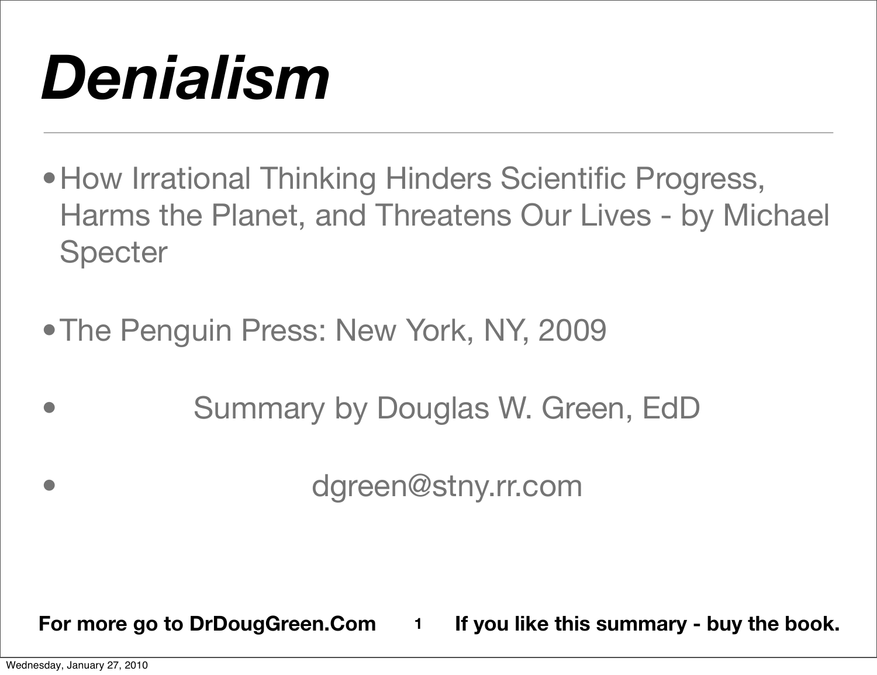# *Denialism*

- How Irrational Thinking Hinders Scientific Progress, Harms the Planet, and Threatens Our Lives - by Michael Specter

- The Penguin Press: New York, NY, 2009

- Summary by Douglas W. Green, EdD

- dgreen@stny.rr.com

**For more go to DrDougGreen.Com** **If you like this summary - buy the book.**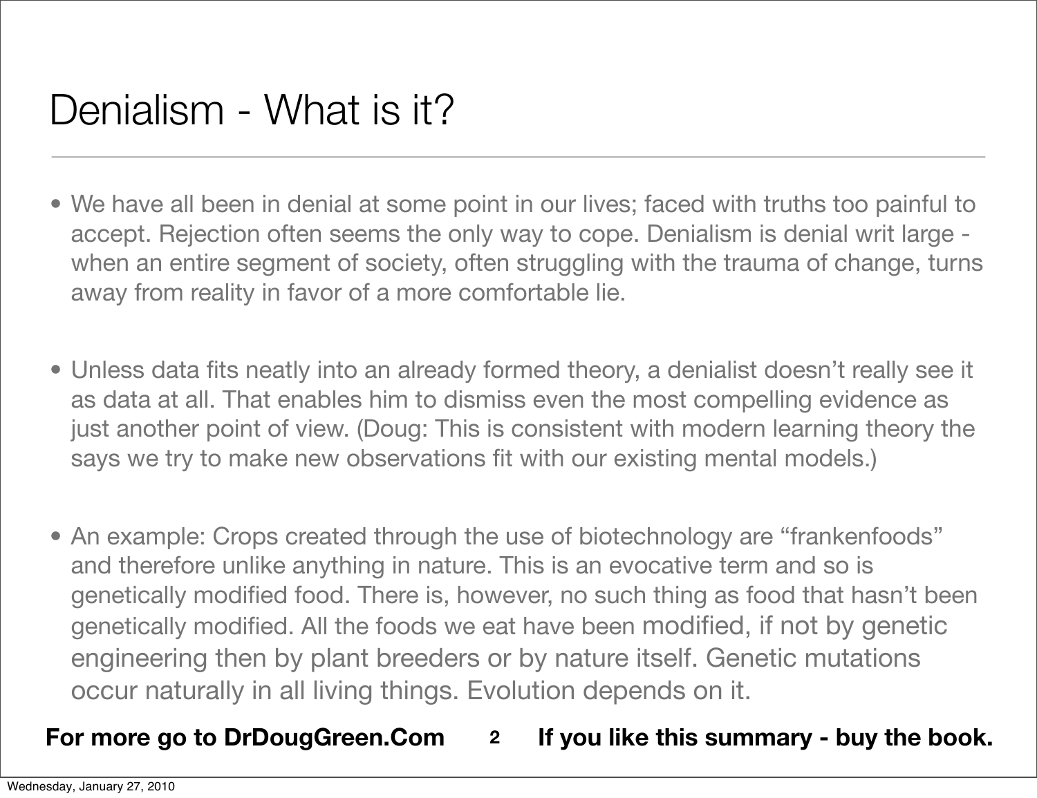# Denialism - What is it?

- We have all been in denial at some point in our lives; faced with truths too painful to accept. Rejection often seems the only way to cope. Denialism is denial writ large - when an entire segment of society, often struggling with the trauma of change, turns away from reality in favor of a more comfortable lie.

- Unless data fits neatly into an already formed theory, a denialist doesn't really see it as data at all. That enables him to dismiss even the most compelling evidence as just another point of view. (Doug: This is consistent with modern learning theory the says we try to make new observations fit with our existing mental models.)

- An example: Crops created through the use of biotechnology are "frankenfoods" and therefore unlike anything in nature. This is an evocative term and so is genetically modified food. There is, however, no such thing as food that hasn't been genetically modified. All the foods we eat have been modified, if not by genetic engineering then by plant breeders or by nature itself. Genetic mutations occur naturally in all living things. Evolution depends on it.

**For more go to DrDougGreen.Com** **If you like this summary - buy the book.**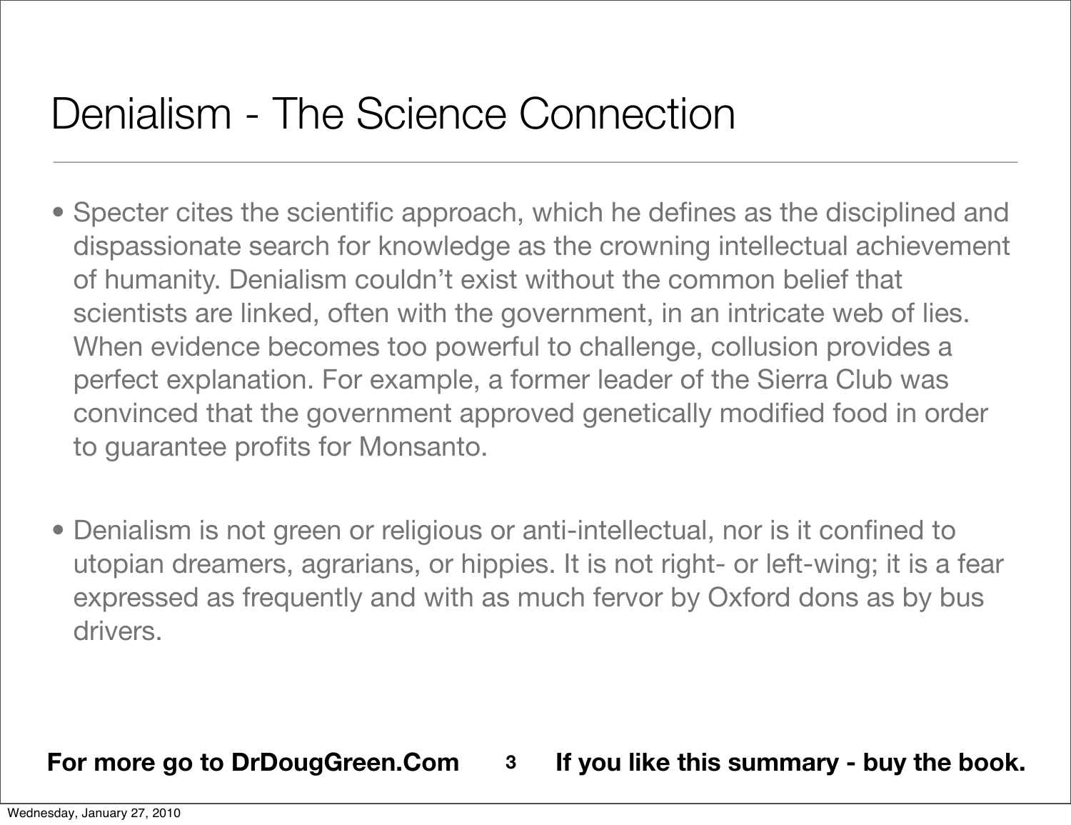# Denialism - The Science Connection

- Specter cites the scientific approach, which he defines as the disciplined and dispassionate search for knowledge as the crowning intellectual achievement of humanity. Denialism couldn't exist without the common belief that scientists are linked, often with the government, in an intricate web of lies. When evidence becomes too powerful to challenge, collusion provides a perfect explanation. For example, a former leader of the Sierra Club was convinced that the government approved genetically modified food in order to guarantee profits for Monsanto.

- Denialism is not green or religious or anti-intellectual, nor is it confined to utopian dreamers, agrarians, or hippies. It is not right- or left-wing; it is a fear expressed as frequently and with as much fervor by Oxford dons as by bus drivers.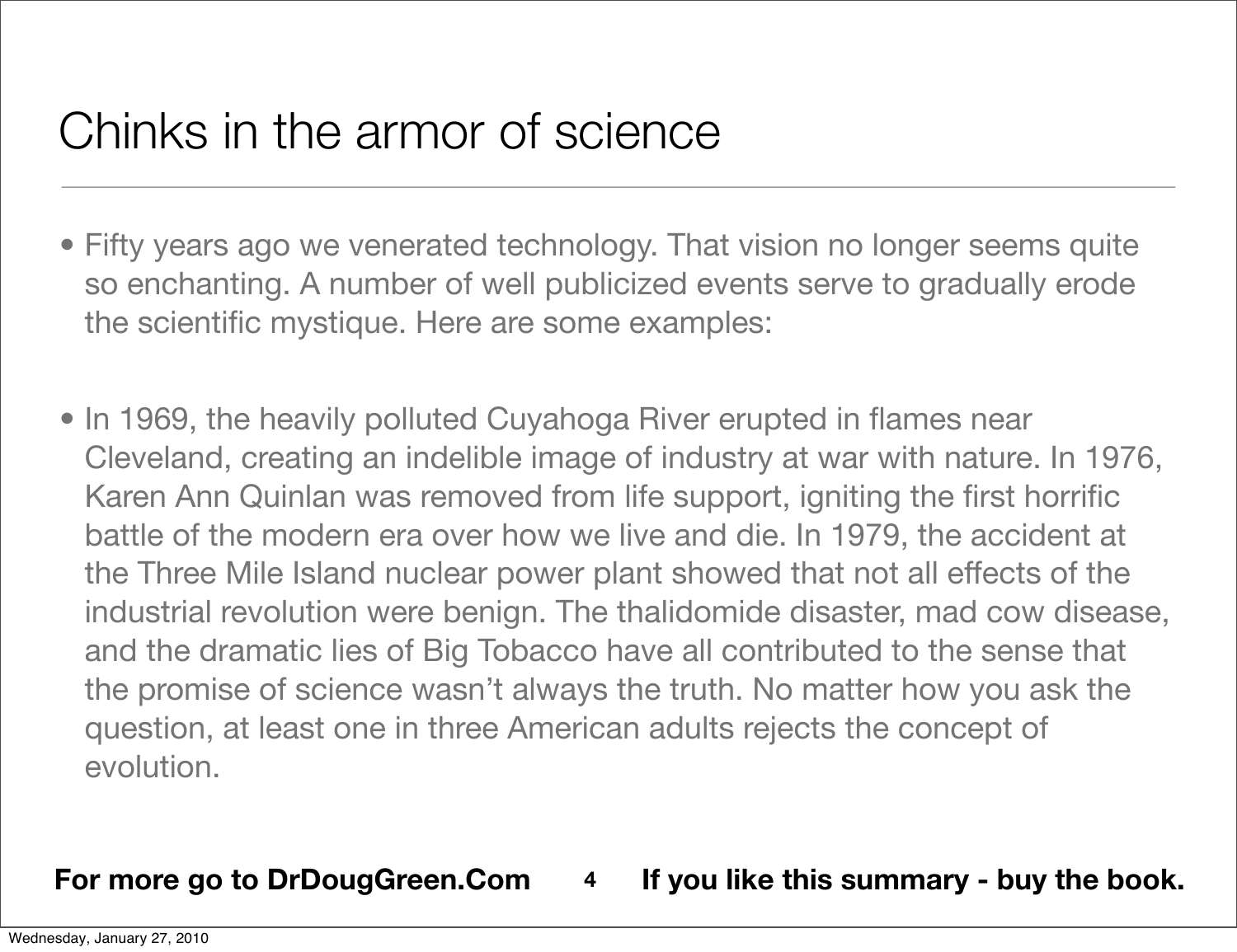# Chinks in the armor of science

- Fifty years ago we venerated technology. That vision no longer seems quite so enchanting. A number of well publicized events serve to gradually erode the scientific mystique. Here are some examples:

- In 1969, the heavily polluted Cuyahoga River erupted in flames near Cleveland, creating an indelible image of industry at war with nature. In 1976, Karen Ann Quinlan was removed from life support, igniting the first horrific battle of the modern era over how we live and die. In 1979, the accident at the Three Mile Island nuclear power plant showed that not all effects of the industrial revolution were benign. The thalidomide disaster, mad cow disease, and the dramatic lies of Big Tobacco have all contributed to the sense that the promise of science wasn't always the truth. No matter how you ask the question, at least one in three American adults rejects the concept of evolution.

**For more go to DrDougGreen.Com** **If you like this summary - buy the book.**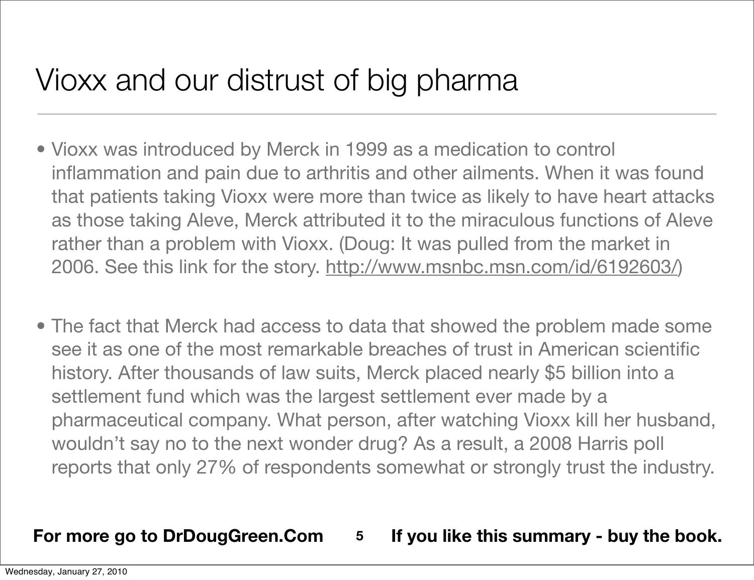# Vioxx and our distrust of big pharma

- Vioxx was introduced by Merck in 1999 as a medication to control inflammation and pain due to arthritis and other ailments. When it was found that patients taking Vioxx were more than twice as likely to have heart attacks as those taking Aleve, Merck attributed it to the miraculous functions of Aleve rather than a problem with Vioxx. (Doug: It was pulled from the market in 2006. See this link for the story. http://www.msnbc.msn.com/id/6192603/)

- The fact that Merck had access to data that showed the problem made some see it as one of the most remarkable breaches of trust in American scientific history. After thousands of law suits, Merck placed nearly $5 billion into a settlement fund which was the largest settlement ever made by a pharmaceutical company. What person, after watching Vioxx kill her husband, wouldn't say no to the next wonder drug? As a result, a 2008 Harris poll reports that only 27% of respondents somewhat or strongly trust the industry.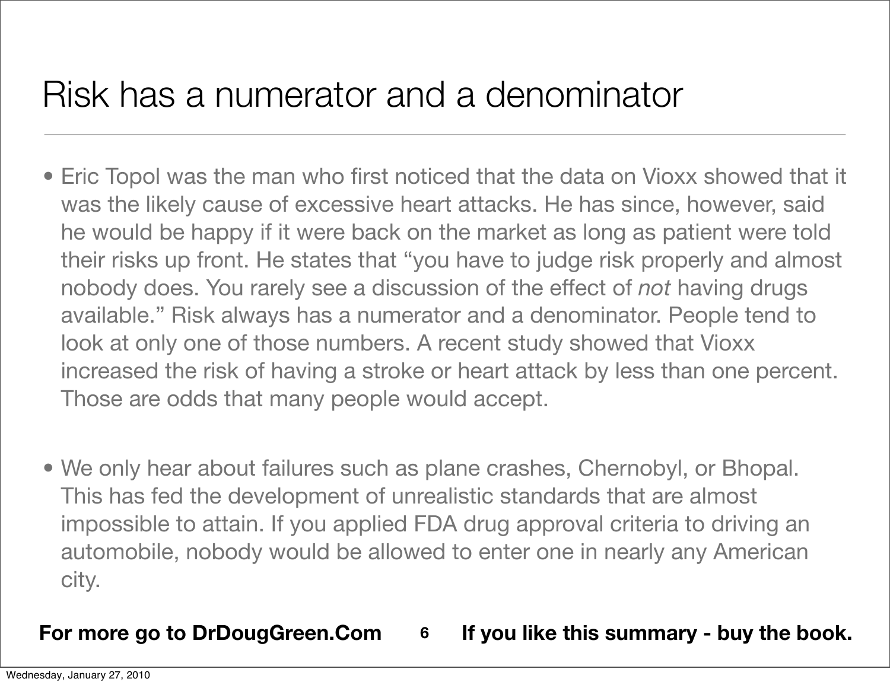# Risk has a numerator and a denominator

- Eric Topol was the man who first noticed that the data on Vioxx showed that it was the likely cause of excessive heart attacks. He has since, however, said he would be happy if it were back on the market as long as patient were told their risks up front. He states that "you have to judge risk properly and almost nobody does. You rarely see a discussion of the effect of *not* having drugs available." Risk always has a numerator and a denominator. People tend to look at only one of those numbers. A recent study showed that Vioxx increased the risk of having a stroke or heart attack by less than one percent. Those are odds that many people would accept.

- We only hear about failures such as plane crashes, Chernobyl, or Bhopal. This has fed the development of unrealistic standards that are almost impossible to attain. If you applied FDA drug approval criteria to driving an automobile, nobody would be allowed to enter one in nearly any American city.

**For more go to DrDougGreen.Com** **If you like this summary - buy the book.**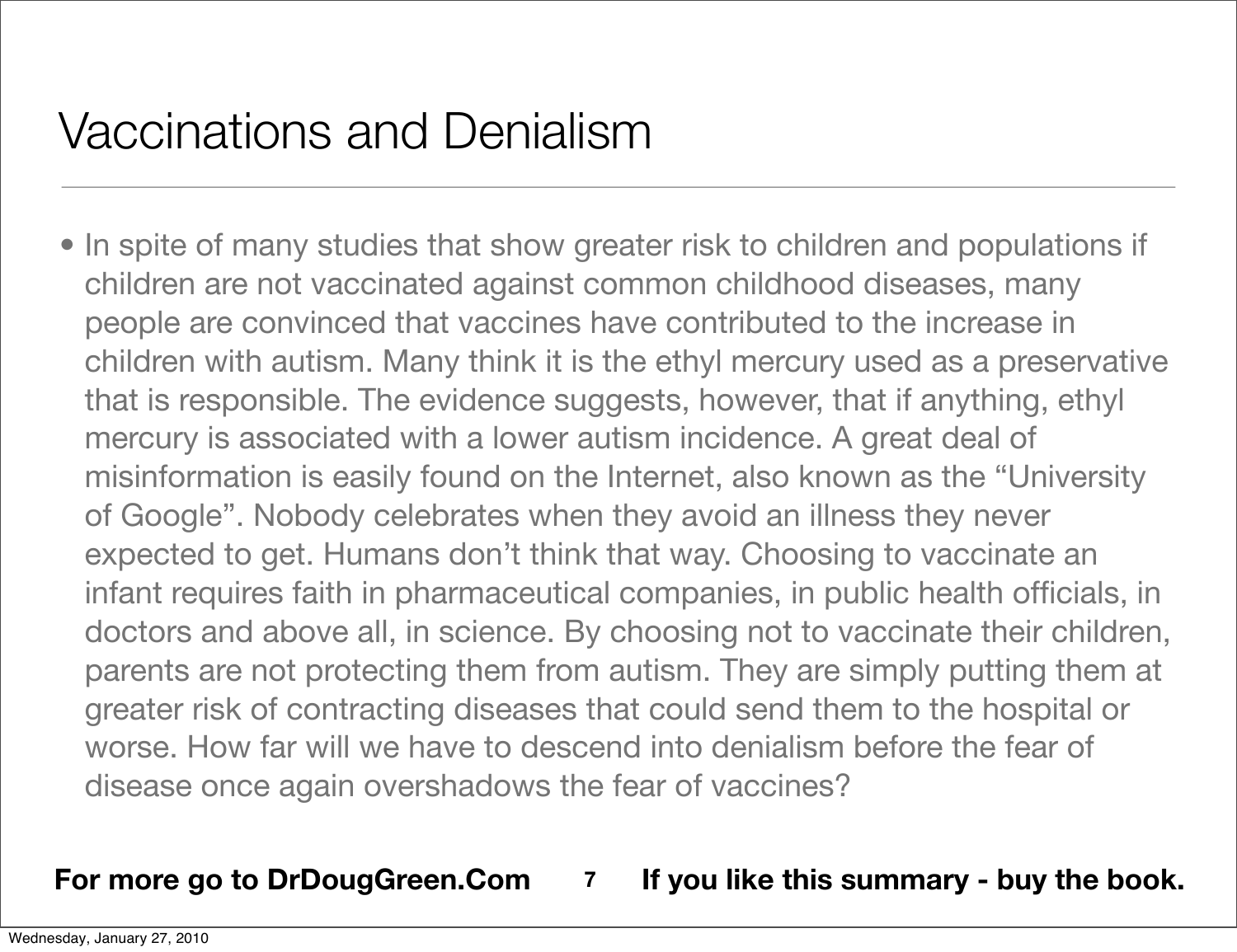# Vaccinations and Denialism

- In spite of many studies that show greater risk to children and populations if children are not vaccinated against common childhood diseases, many people are convinced that vaccines have contributed to the increase in children with autism. Many think it is the ethyl mercury used as a preservative that is responsible. The evidence suggests, however, that if anything, ethyl mercury is associated with a lower autism incidence. A great deal of misinformation is easily found on the Internet, also known as the "University of Google". Nobody celebrates when they avoid an illness they never expected to get. Humans don't think that way. Choosing to vaccinate an infant requires faith in pharmaceutical companies, in public health officials, in doctors and above all, in science. By choosing not to vaccinate their children, parents are not protecting them from autism. They are simply putting them at greater risk of contracting diseases that could send them to the hospital or worse. How far will we have to descend into denialism before the fear of disease once again overshadows the fear of vaccines?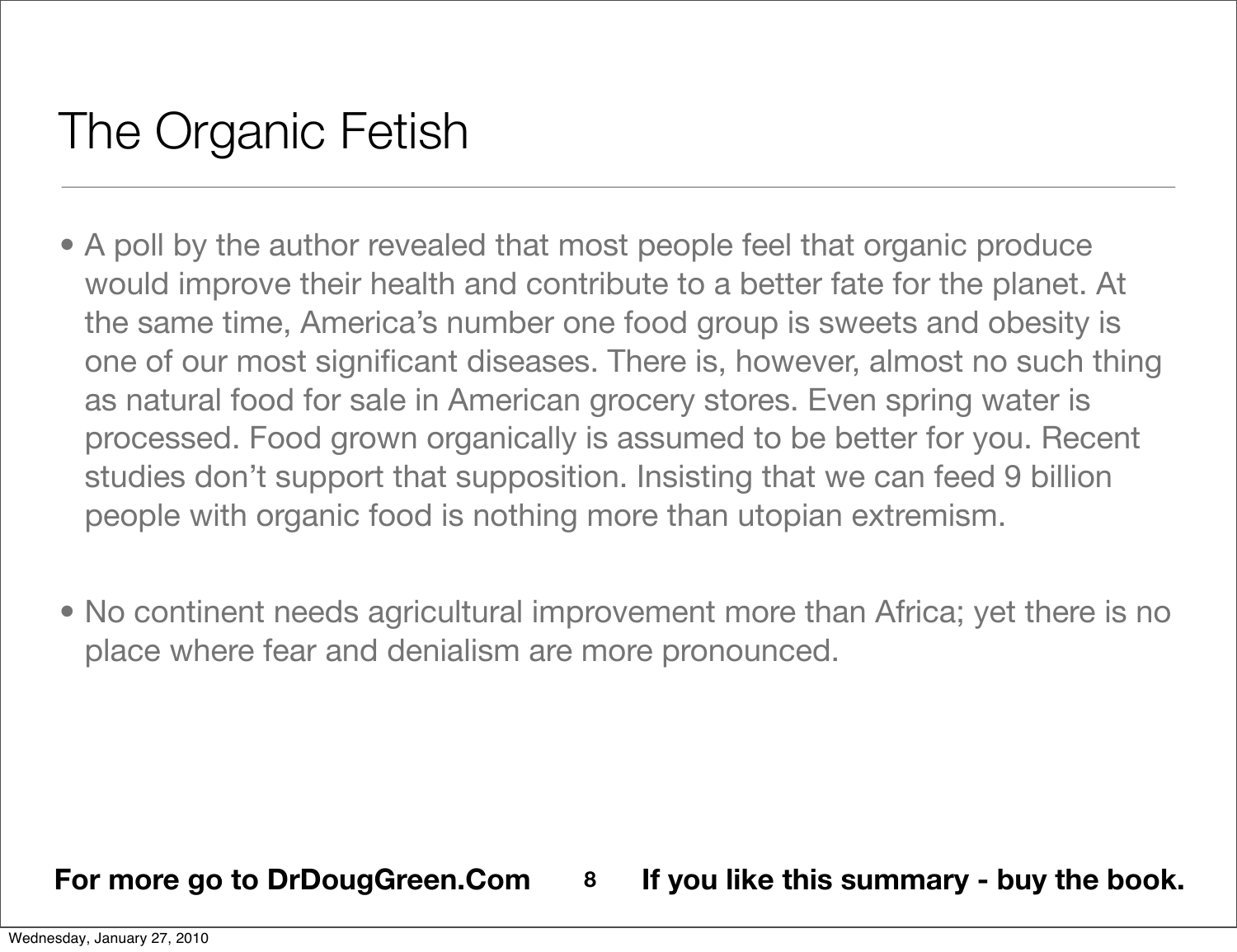# The Organic Fetish

- A poll by the author revealed that most people feel that organic produce would improve their health and contribute to a better fate for the planet. At the same time, America's number one food group is sweets and obesity is one of our most significant diseases. There is, however, almost no such thing as natural food for sale in American grocery stores. Even spring water is processed. Food grown organically is assumed to be better for you. Recent studies don't support that supposition. Insisting that we can feed 9 billion people with organic food is nothing more than utopian extremism.

- No continent needs agricultural improvement more than Africa; yet there is no place where fear and denialism are more pronounced.

**For more go to DrDougGreen.Com** **If you like this summary - buy the book.**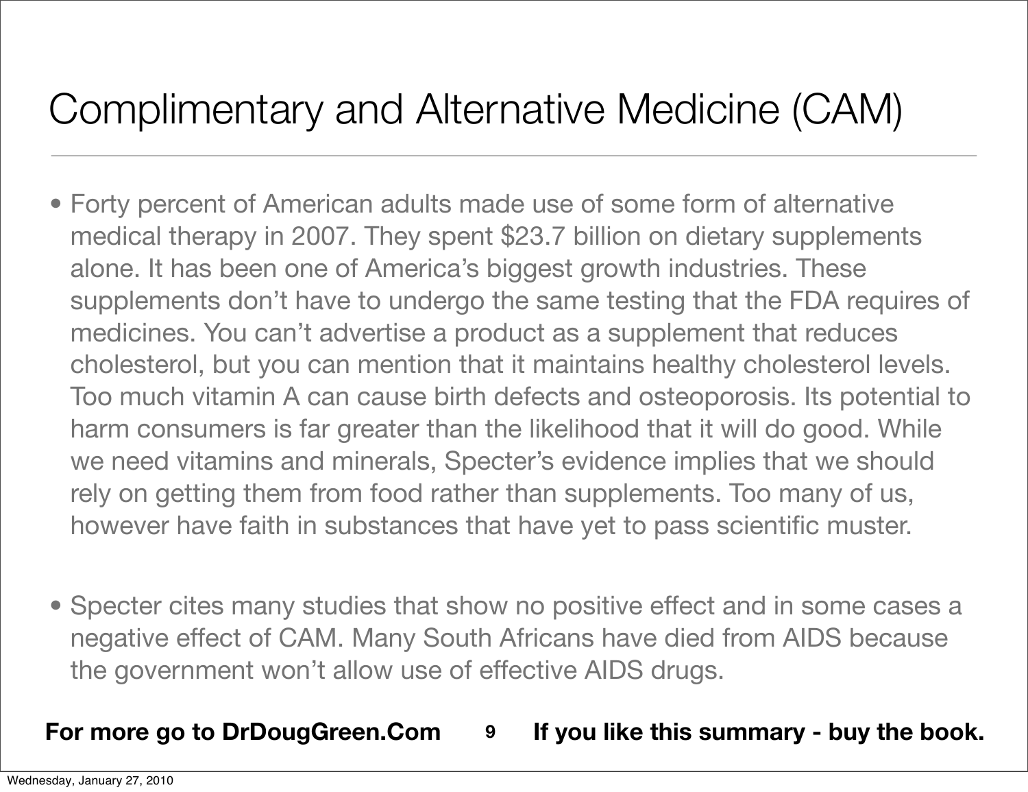# Complimentary and Alternative Medicine (CAM)

- Forty percent of American adults made use of some form of alternative medical therapy in 2007. They spent $23.7 billion on dietary supplements alone. It has been one of America's biggest growth industries. These supplements don't have to undergo the same testing that the FDA requires of medicines. You can't advertise a product as a supplement that reduces cholesterol, but you can mention that it maintains healthy cholesterol levels. Too much vitamin A can cause birth defects and osteoporosis. Its potential to harm consumers is far greater than the likelihood that it will do good. While we need vitamins and minerals, Specter's evidence implies that we should rely on getting them from food rather than supplements. Too many of us, however have faith in substances that have yet to pass scientific muster.

- Specter cites many studies that show no positive effect and in some cases a negative effect of CAM. Many South Africans have died from AIDS because the government won't allow use of effective AIDS drugs.

**For more go to DrDougGreen.Com** **If you like this summary - buy the book.**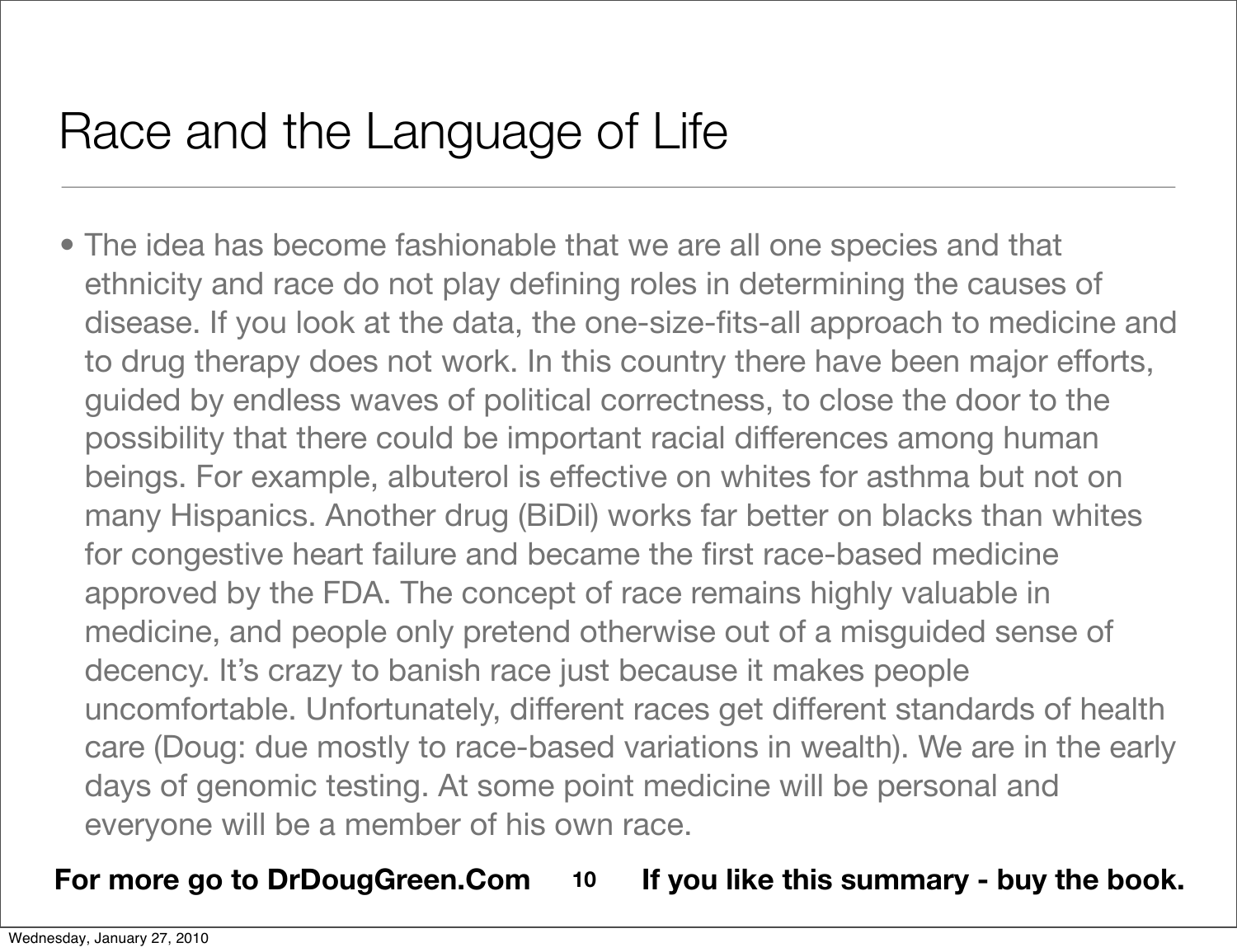# Race and the Language of Life

- The idea has become fashionable that we are all one species and that ethnicity and race do not play defining roles in determining the causes of disease. If you look at the data, the one-size-fits-all approach to medicine and to drug therapy does not work. In this country there have been major efforts, guided by endless waves of political correctness, to close the door to the possibility that there could be important racial differences among human beings. For example, albuterol is effective on whites for asthma but not on many Hispanics. Another drug (BiDil) works far better on blacks than whites for congestive heart failure and became the first race-based medicine approved by the FDA. The concept of race remains highly valuable in medicine, and people only pretend otherwise out of a misguided sense of decency. It's crazy to banish race just because it makes people uncomfortable. Unfortunately, different races get different standards of health care (Doug: due mostly to race-based variations in wealth). We are in the early days of genomic testing. At some point medicine will be personal and everyone will be a member of his own race.

**For more go to DrDougGreen.Com** **If you like this summary - buy the book.**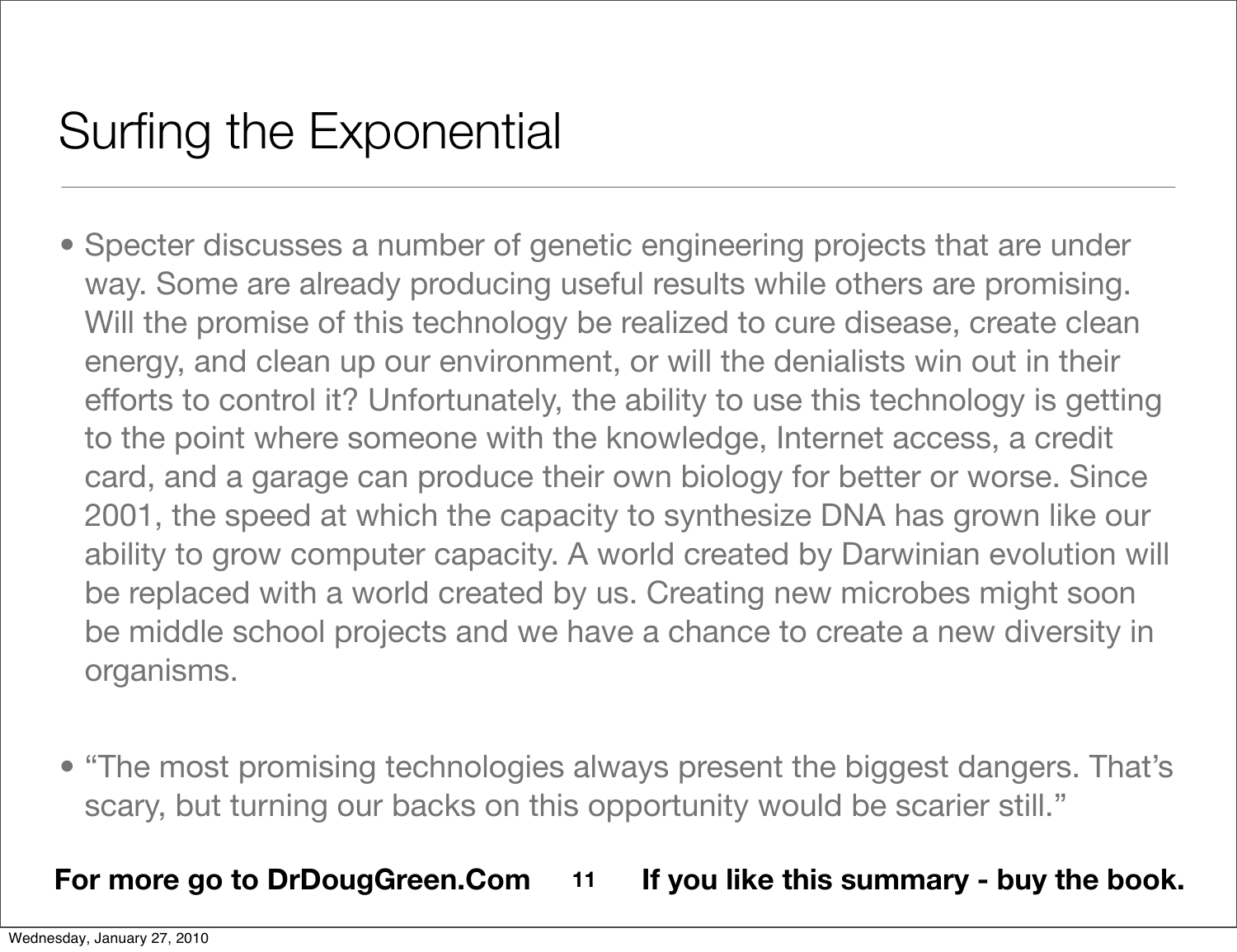# Surfing the Exponential

- Specter discusses a number of genetic engineering projects that are under way. Some are already producing useful results while others are promising. Will the promise of this technology be realized to cure disease, create clean energy, and clean up our environment, or will the denialists win out in their efforts to control it? Unfortunately, the ability to use this technology is getting to the point where someone with the knowledge, Internet access, a credit card, and a garage can produce their own biology for better or worse. Since 2001, the speed at which the capacity to synthesize DNA has grown like our ability to grow computer capacity. A world created by Darwinian evolution will be replaced with a world created by us. Creating new microbes might soon be middle school projects and we have a chance to create a new diversity in organisms.

- "The most promising technologies always present the biggest dangers. That's scary, but turning our backs on this opportunity would be scarier still."

**For more go to DrDougGreen.Com** **If you like this summary - buy the book.**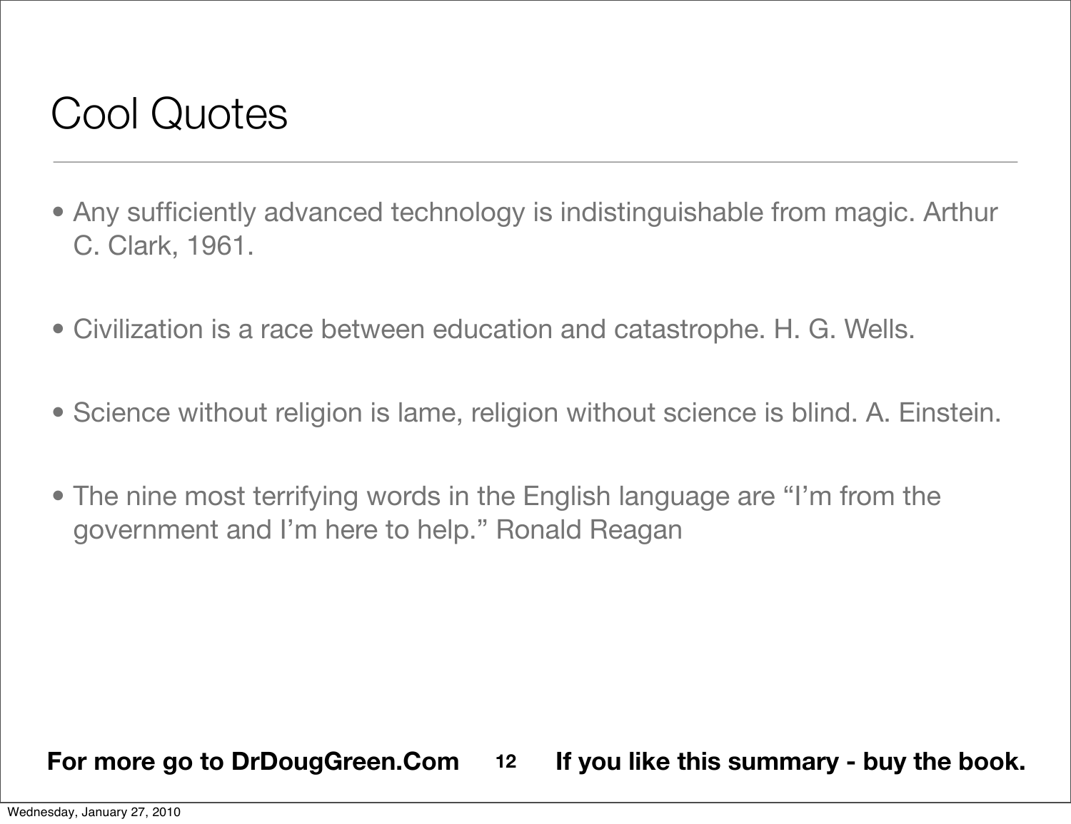# Cool Quotes

- Any sufficiently advanced technology is indistinguishable from magic. Arthur C. Clark, 1961.
- Civilization is a race between education and catastrophe. H. G. Wells.
- Science without religion is lame, religion without science is blind. A. Einstein.
- The nine most terrifying words in the English language are “I’m from the government and I’m here to help.” Ronald Reagan

**For more go to DrDougGreen.Com** **If you like this summary - buy the book.**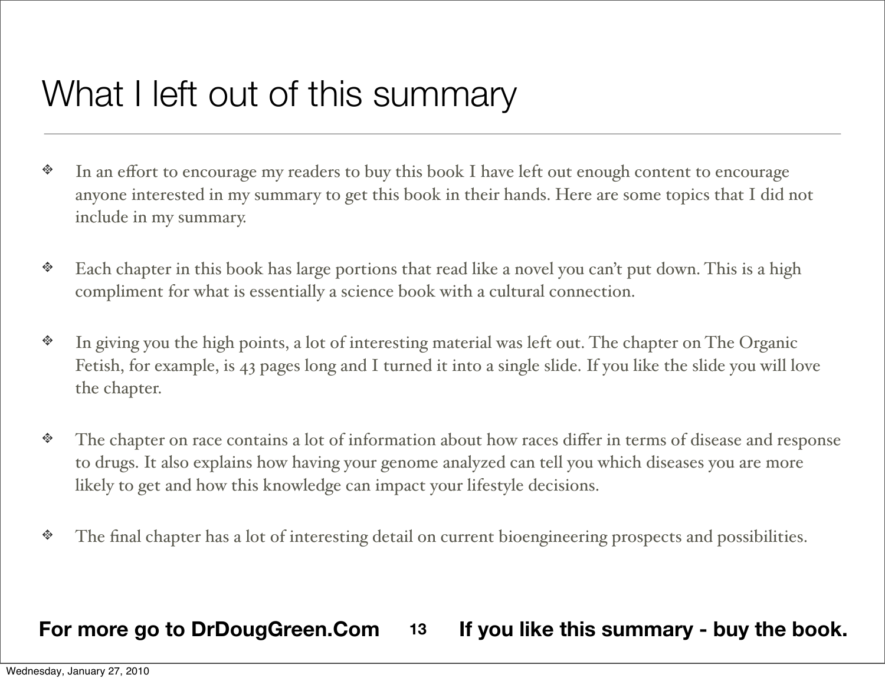# What I left out of this summary

- In an effort to encourage my readers to buy this book I have left out enough content to encourage anyone interested in my summary to get this book in their hands. Here are some topics that I did not include in my summary.

- Each chapter in this book has large portions that read like a novel you can't put down. This is a high compliment for what is essentially a science book with a cultural connection.

- In giving you the high points, a lot of interesting material was left out. The chapter on The Organic Fetish, for example, is 43 pages long and I turned it into a single slide. If you like the slide you will love the chapter.

- The chapter on race contains a lot of information about how races differ in terms of disease and response to drugs. It also explains how having your genome analyzed can tell you which diseases you are more likely to get and how this knowledge can impact your lifestyle decisions.

- The final chapter has a lot of interesting detail on current bioengineering prospects and possibilities.